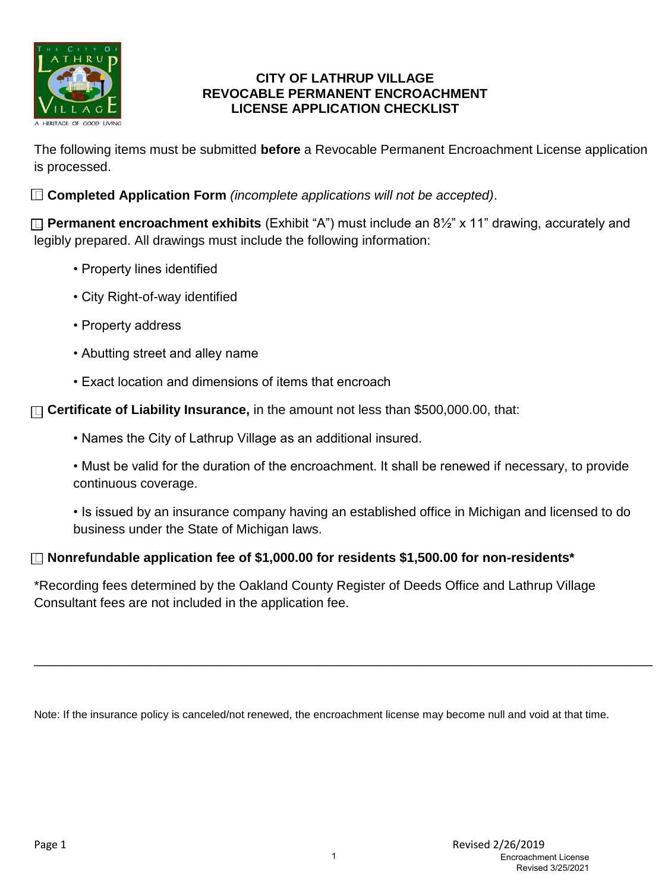# CITY OF LATHRUP VILLAGE
# REVOCABLE PERMANENT ENCROACHMENT LICENSE APPLICATION CHECKLIST

The following items must be submitted **before** a Revocable Permanent Encroachment License application is processed.

☐ **Completed Application Form** *(incomplete applications will not be accepted)*.

☐ **Permanent encroachment exhibits** (Exhibit “A”) must include an 8½” x 11” drawing, accurately and legibly prepared. All drawings must include the following information:

- Property lines identified
- City Right-of-way identified
- Property address
- Abutting street and alley name
- Exact location and dimensions of items that encroach

☐ **Certificate of Liability Insurance,** in the amount not less than $500,000.00, that:

- Names the City of Lathrup Village as an additional insured.
- Must be valid for the duration of the encroachment. It shall be renewed if necessary, to provide continuous coverage.
- Is issued by an insurance company having an established office in Michigan and licensed to do business under the State of Michigan laws.

☐ **Nonrefundable application fee of $1,000.00 for residents $1,500.00 for non-residents***

*Recording fees determined by the Oakland County Register of Deeds Office and Lathrup Village Consultant fees are not included in the application fee.

---

Note: If the insurance policy is canceled/not renewed, the encroachment license may become null and void at that time.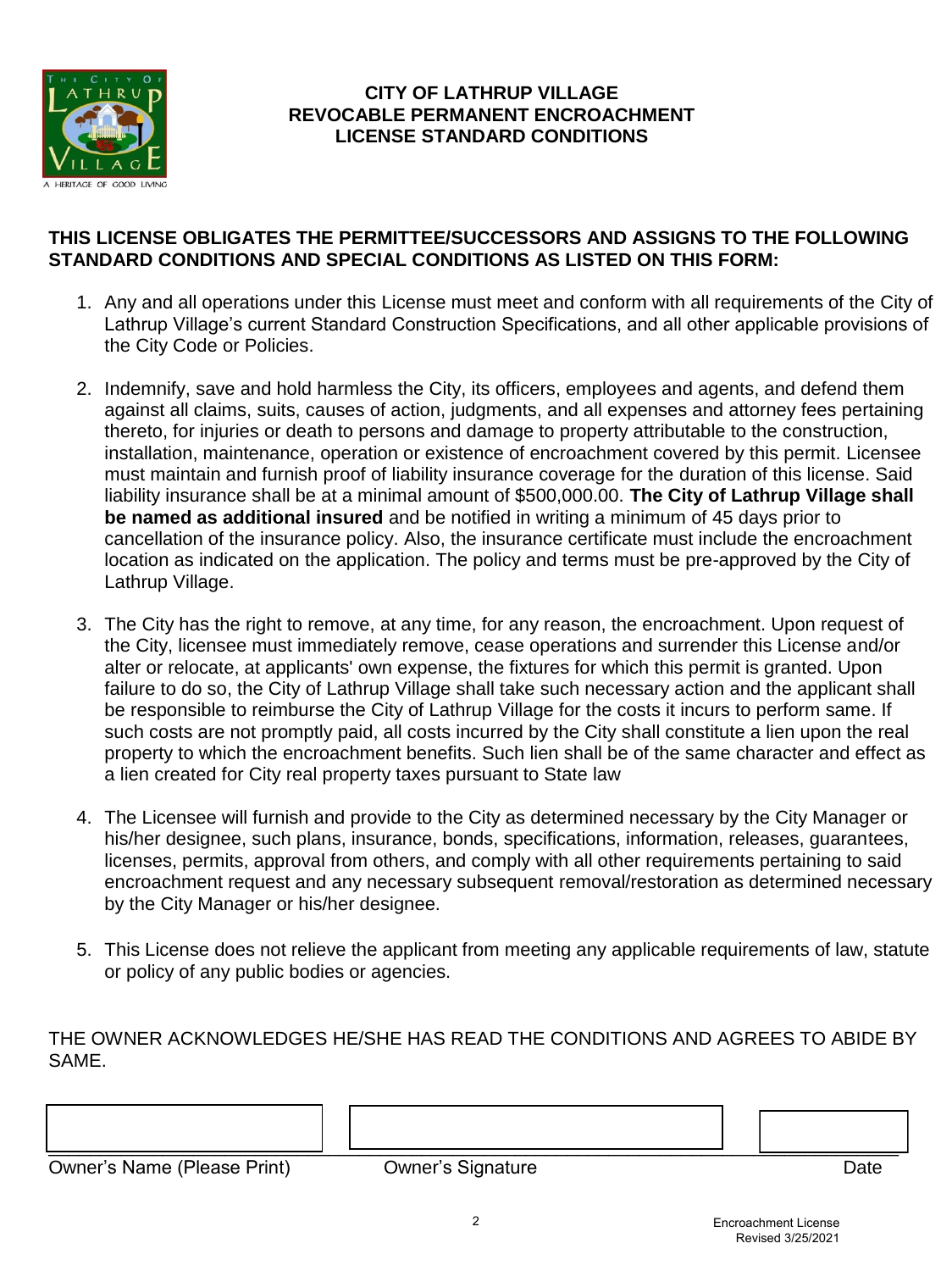# CITY OF LATHRUP VILLAGE
## REVOCABLE PERMANENT ENCROACHMENT LICENSE STANDARD CONDITIONS

**THIS LICENSE OBLIGATES THE PERMITTEE/SUCCESSORS AND ASSIGNS TO THE FOLLOWING STANDARD CONDITIONS AND SPECIAL CONDITIONS AS LISTED ON THIS FORM:**

1. Any and all operations under this License must meet and conform with all requirements of the City of Lathrup Village's current Standard Construction Specifications, and all other applicable provisions of the City Code or Policies.

2. Indemnify, save and hold harmless the City, its officers, employees and agents, and defend them against all claims, suits, causes of action, judgments, and all expenses and attorney fees pertaining thereto, for injuries or death to persons and damage to property attributable to the construction, installation, maintenance, operation or existence of encroachment covered by this permit. Licensee must maintain and furnish proof of liability insurance coverage for the duration of this license. Said liability insurance shall be at a minimal amount of $500,000.00. **The City of Lathrup Village shall be named as additional insured** and be notified in writing a minimum of 45 days prior to cancellation of the insurance policy. Also, the insurance certificate must include the encroachment location as indicated on the application. The policy and terms must be pre-approved by the City of Lathrup Village.

3. The City has the right to remove, at any time, for any reason, the encroachment. Upon request of the City, licensee must immediately remove, cease operations and surrender this License and/or alter or relocate, at applicants' own expense, the fixtures for which this permit is granted. Upon failure to do so, the City of Lathrup Village shall take such necessary action and the applicant shall be responsible to reimburse the City of Lathrup Village for the costs it incurs to perform same. If such costs are not promptly paid, all costs incurred by the City shall constitute a lien upon the real property to which the encroachment benefits. Such lien shall be of the same character and effect as a lien created for City real property taxes pursuant to State law

4. The Licensee will furnish and provide to the City as determined necessary by the City Manager or his/her designee, such plans, insurance, bonds, specifications, information, releases, guarantees, licenses, permits, approval from others, and comply with all other requirements pertaining to said encroachment request and any necessary subsequent removal/restoration as determined necessary by the City Manager or his/her designee.

5. This License does not relieve the applicant from meeting any applicable requirements of law, statute or policy of any public bodies or agencies.

THE OWNER ACKNOWLEDGES HE/SHE HAS READ THE CONDITIONS AND AGREES TO ABIDE BY SAME.

| Owner's Name (Please Print) | Owner's Signature | Date |
|---|---|---|
| | | |

Encroachment License
Revised 3/25/2021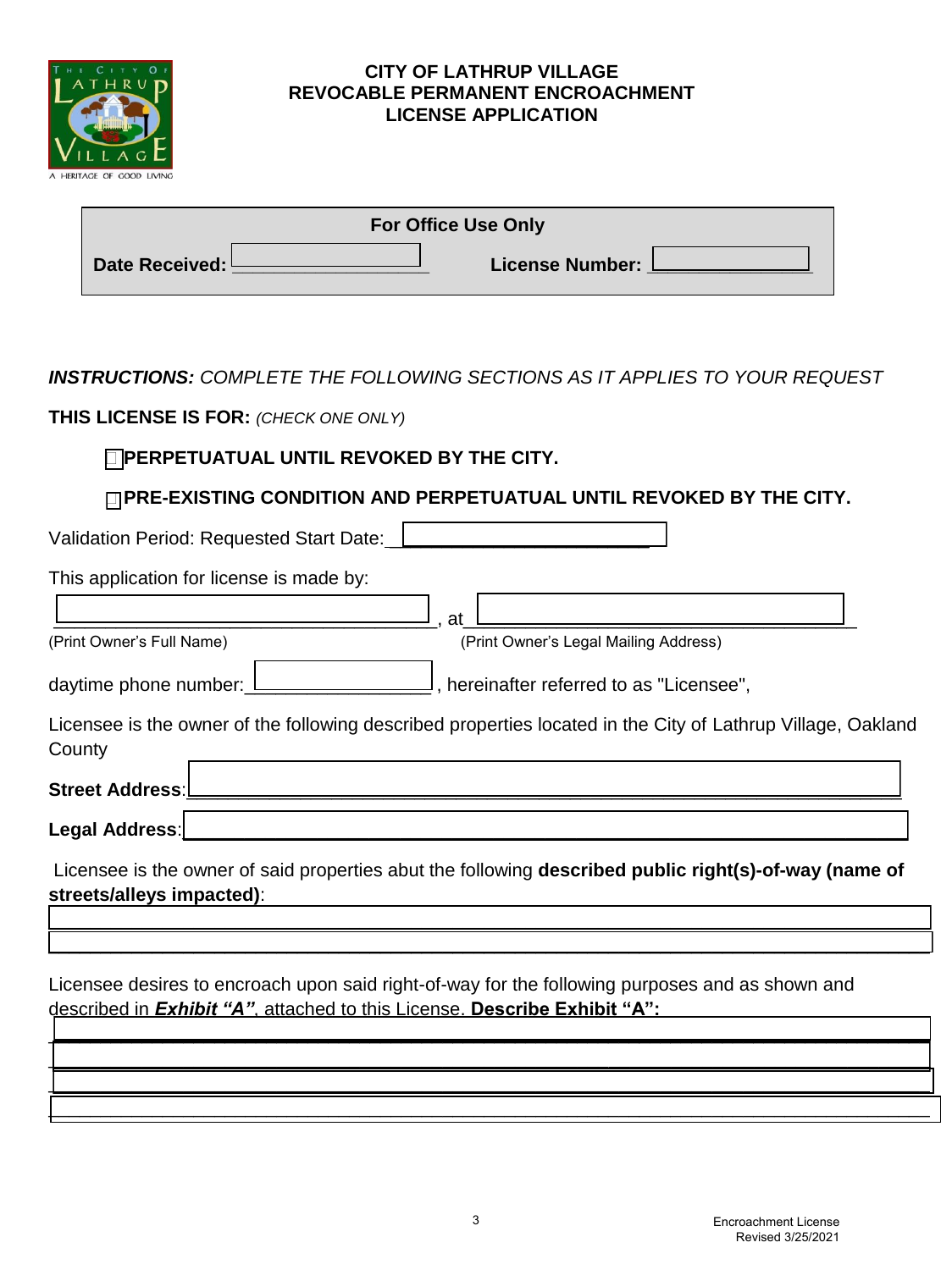# CITY OF LATHRUP VILLAGE
## REVOCABLE PERMANENT ENCROACHMENT LICENSE APPLICATION

| For Office Use Only | |
|---|---|
| **Date Received:** ____________________ | **License Number:** ________________ |

***INSTRUCTIONS:*** *COMPLETE THE FOLLOWING SECTIONS AS IT APPLIES TO YOUR REQUEST*

**THIS LICENSE IS FOR:** *(CHECK ONE ONLY)*

- ☐ **PERPETUATUAL UNTIL REVOKED BY THE CITY.**
- ☐ **PRE-EXISTING CONDITION AND PERPETUATUAL UNTIL REVOKED BY THE CITY.**

Validation Period: Requested Start Date:__________________________

This application for license is made by:

________________________________________, at ________________________________________
(Print Owner's Full Name) (Print Owner's Legal Mailing Address)

daytime phone number:__________________, hereinafter referred to as "Licensee",

Licensee is the owner of the following described properties located in the City of Lathrup Village, Oakland County

**Street Address**:____________________________________________________________

**Legal Address**:____________________________________________________________

Licensee is the owner of said properties abut the following **described public right(s)-of-way (name of streets/alleys impacted)**:

______________________________________________________________________________

______________________________________________________________________________

Licensee desires to encroach upon said right-of-way for the following purposes and as shown and described in ***Exhibit "A"***, attached to this License. **Describe Exhibit "A":**

______________________________________________________________________________

______________________________________________________________________________

______________________________________________________________________________

______________________________________________________________________________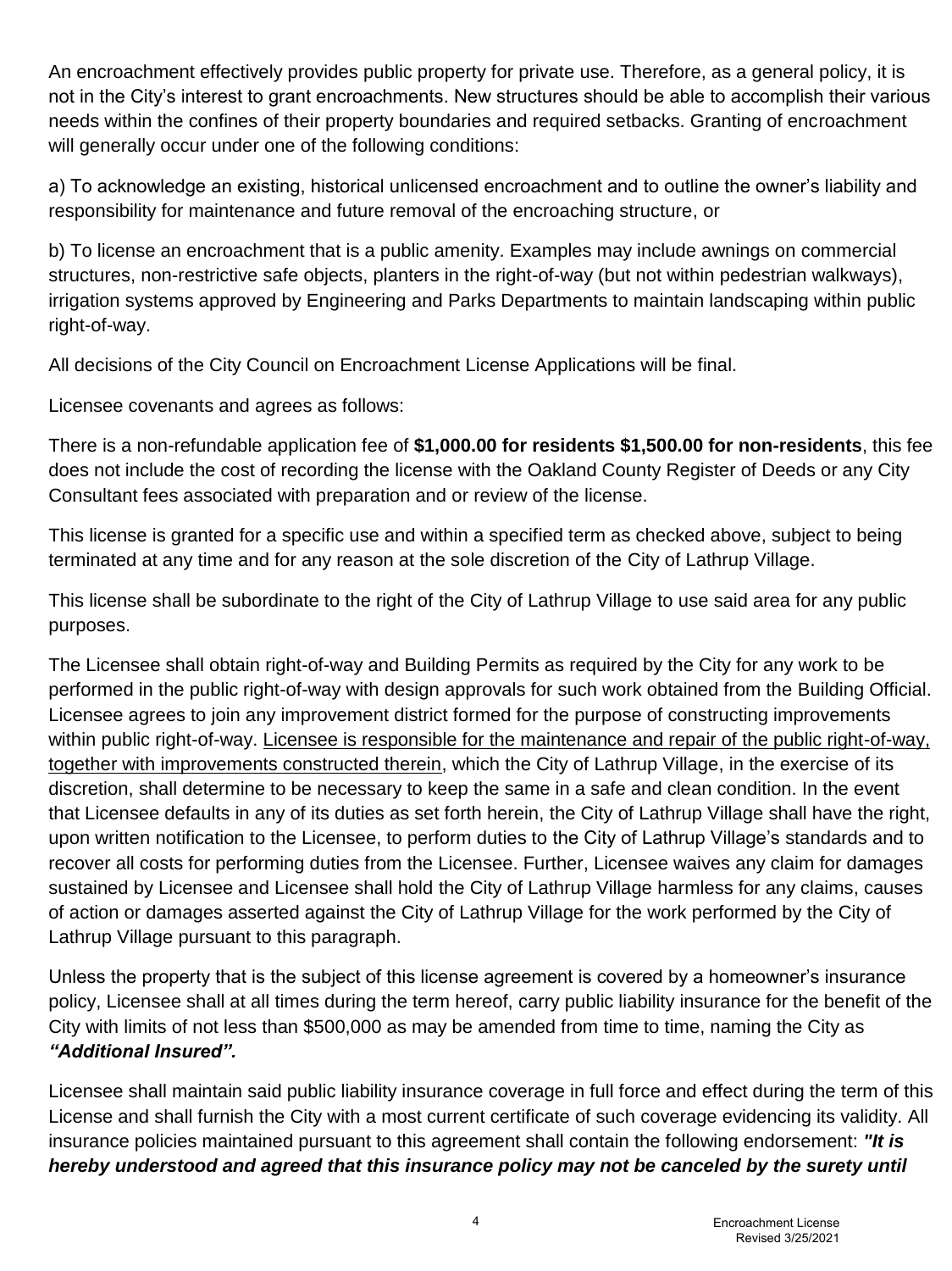An encroachment effectively provides public property for private use. Therefore, as a general policy, it is not in the City's interest to grant encroachments. New structures should be able to accomplish their various needs within the confines of their property boundaries and required setbacks. Granting of encroachment will generally occur under one of the following conditions:

a) To acknowledge an existing, historical unlicensed encroachment and to outline the owner's liability and responsibility for maintenance and future removal of the encroaching structure, or

b) To license an encroachment that is a public amenity. Examples may include awnings on commercial structures, non-restrictive safe objects, planters in the right-of-way (but not within pedestrian walkways), irrigation systems approved by Engineering and Parks Departments to maintain landscaping within public right-of-way.

All decisions of the City Council on Encroachment License Applications will be final.

Licensee covenants and agrees as follows:

There is a non-refundable application fee of **$1,000.00 for residents $1,500.00 for non-residents**, this fee does not include the cost of recording the license with the Oakland County Register of Deeds or any City Consultant fees associated with preparation and or review of the license.

This license is granted for a specific use and within a specified term as checked above, subject to being terminated at any time and for any reason at the sole discretion of the City of Lathrup Village.

This license shall be subordinate to the right of the City of Lathrup Village to use said area for any public purposes.

The Licensee shall obtain right-of-way and Building Permits as required by the City for any work to be performed in the public right-of-way with design approvals for such work obtained from the Building Official. Licensee agrees to join any improvement district formed for the purpose of constructing improvements within public right-of-way. <u>Licensee is responsible for the maintenance and repair of the public right-of-way, together with improvements constructed therein</u>, which the City of Lathrup Village, in the exercise of its discretion, shall determine to be necessary to keep the same in a safe and clean condition. In the event that Licensee defaults in any of its duties as set forth herein, the City of Lathrup Village shall have the right, upon written notification to the Licensee, to perform duties to the City of Lathrup Village's standards and to recover all costs for performing duties from the Licensee. Further, Licensee waives any claim for damages sustained by Licensee and Licensee shall hold the City of Lathrup Village harmless for any claims, causes of action or damages asserted against the City of Lathrup Village for the work performed by the City of Lathrup Village pursuant to this paragraph.

Unless the property that is the subject of this license agreement is covered by a homeowner's insurance policy, Licensee shall at all times during the term hereof, carry public liability insurance for the benefit of the City with limits of not less than $500,000 as may be amended from time to time, naming the City as ***"Additional Insured".***

Licensee shall maintain said public liability insurance coverage in full force and effect during the term of this License and shall furnish the City with a most current certificate of such coverage evidencing its validity. All insurance policies maintained pursuant to this agreement shall contain the following endorsement: ***"It is hereby understood and agreed that this insurance policy may not be canceled by the surety until***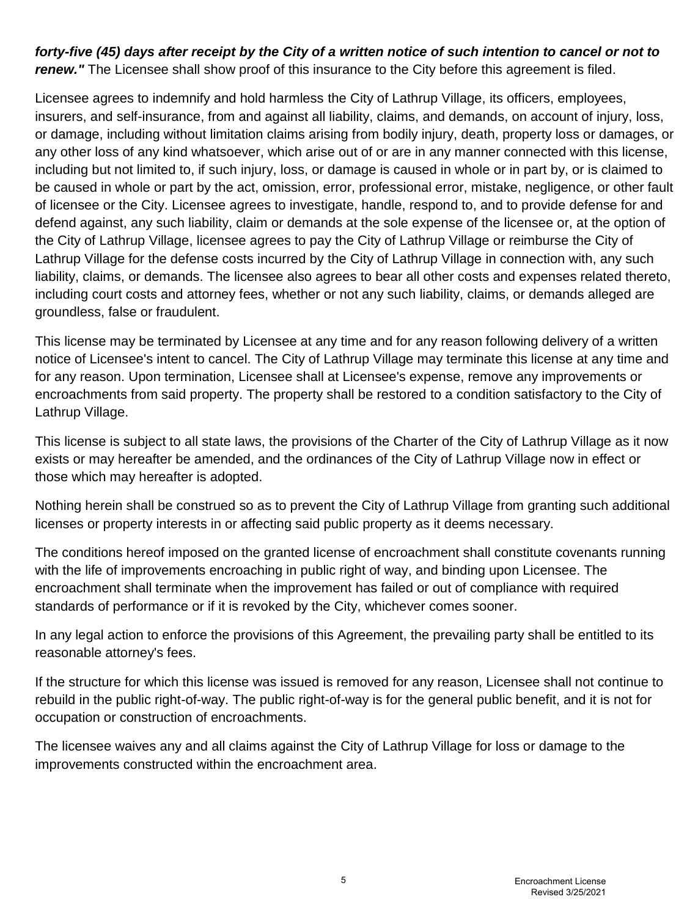***forty-five (45) days after receipt by the City of a written notice of such intention to cancel or not to renew."*** The Licensee shall show proof of this insurance to the City before this agreement is filed.

Licensee agrees to indemnify and hold harmless the City of Lathrup Village, its officers, employees, insurers, and self-insurance, from and against all liability, claims, and demands, on account of injury, loss, or damage, including without limitation claims arising from bodily injury, death, property loss or damages, or any other loss of any kind whatsoever, which arise out of or are in any manner connected with this license, including but not limited to, if such injury, loss, or damage is caused in whole or in part by, or is claimed to be caused in whole or in part by the act, omission, error, professional error, mistake, negligence, or other fault of licensee or the City. Licensee agrees to investigate, handle, respond to, and to provide defense for and defend against, any such liability, claim or demands at the sole expense of the licensee or, at the option of the City of Lathrup Village, licensee agrees to pay the City of Lathrup Village or reimburse the City of Lathrup Village for the defense costs incurred by the City of Lathrup Village in connection with, any such liability, claims, or demands. The licensee also agrees to bear all other costs and expenses related thereto, including court costs and attorney fees, whether or not any such liability, claims, or demands alleged are groundless, false or fraudulent.

This license may be terminated by Licensee at any time and for any reason following delivery of a written notice of Licensee's intent to cancel. The City of Lathrup Village may terminate this license at any time and for any reason. Upon termination, Licensee shall at Licensee's expense, remove any improvements or encroachments from said property. The property shall be restored to a condition satisfactory to the City of Lathrup Village.

This license is subject to all state laws, the provisions of the Charter of the City of Lathrup Village as it now exists or may hereafter be amended, and the ordinances of the City of Lathrup Village now in effect or those which may hereafter is adopted.

Nothing herein shall be construed so as to prevent the City of Lathrup Village from granting such additional licenses or property interests in or affecting said public property as it deems necessary.

The conditions hereof imposed on the granted license of encroachment shall constitute covenants running with the life of improvements encroaching in public right of way, and binding upon Licensee. The encroachment shall terminate when the improvement has failed or out of compliance with required standards of performance or if it is revoked by the City, whichever comes sooner.

In any legal action to enforce the provisions of this Agreement, the prevailing party shall be entitled to its reasonable attorney's fees.

If the structure for which this license was issued is removed for any reason, Licensee shall not continue to rebuild in the public right-of-way. The public right-of-way is for the general public benefit, and it is not for occupation or construction of encroachments.

The licensee waives any and all claims against the City of Lathrup Village for loss or damage to the improvements constructed within the encroachment area.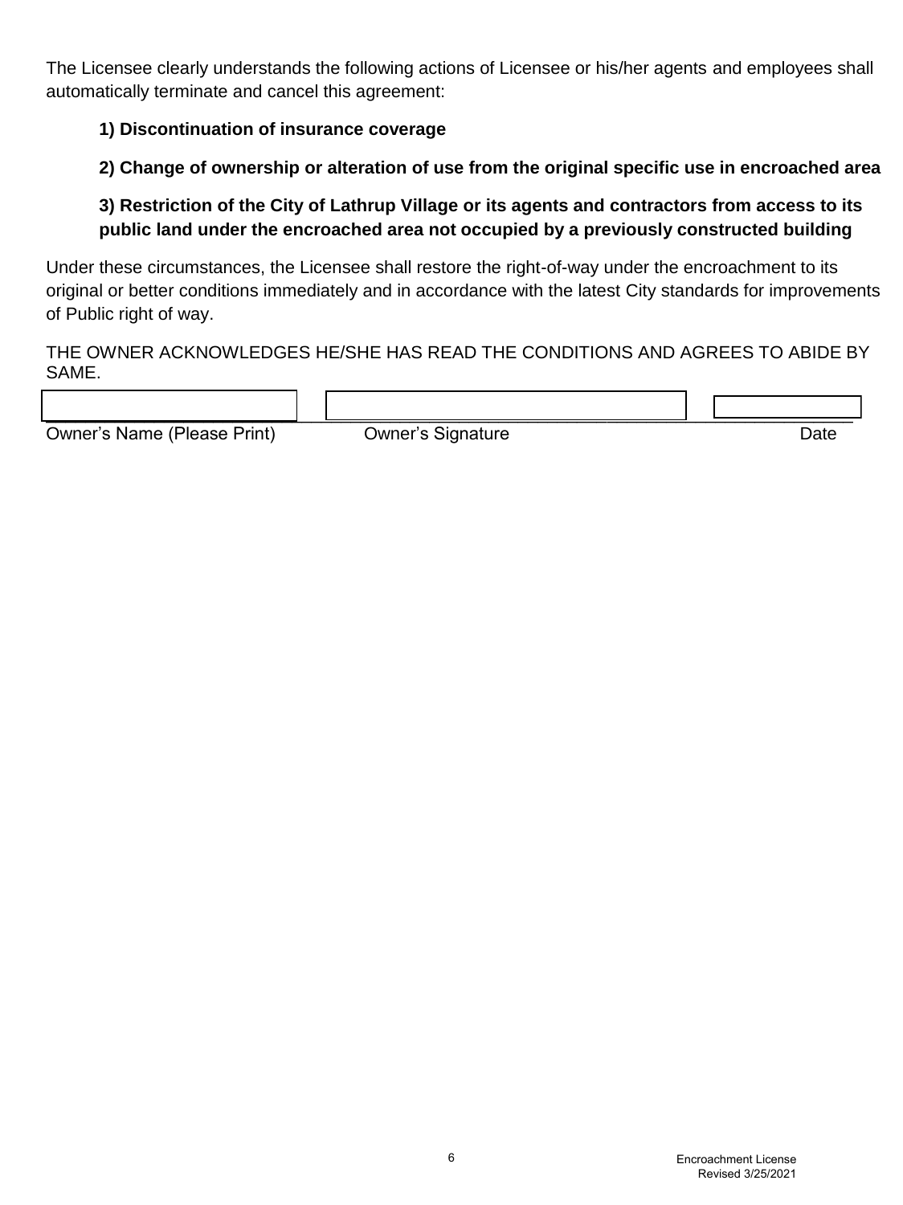The Licensee clearly understands the following actions of Licensee or his/her agents and employees shall automatically terminate and cancel this agreement:

**1) Discontinuation of insurance coverage**

**2) Change of ownership or alteration of use from the original specific use in encroached area**

**3) Restriction of the City of Lathrup Village or its agents and contractors from access to its public land under the encroached area not occupied by a previously constructed building**

Under these circumstances, the Licensee shall restore the right-of-way under the encroachment to its original or better conditions immediately and in accordance with the latest City standards for improvements of Public right of way.

THE OWNER ACKNOWLEDGES HE/SHE HAS READ THE CONDITIONS AND AGREES TO ABIDE BY SAME.

| | | |
|---|---|---|
| | | |
| Owner's Name (Please Print) | Owner's Signature | Date |

Encroachment License
Revised 3/25/2021